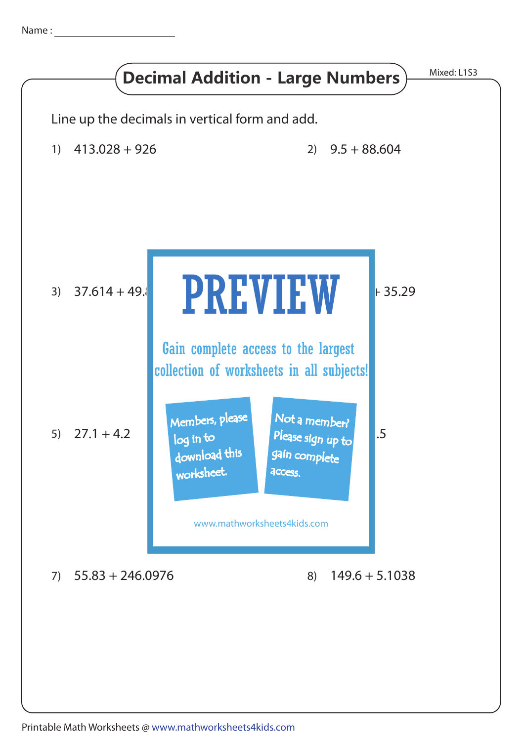Name :

# Decimal Addition - Large Numbers

Mixed: L1S3

Line up the decimals in vertical form and add.

1) 413.028 + 926

2) 9.5 + 88.604

3) 37.614 + 49.

+ 35.29

5) 27.1 + 4.2

.5

PREVIEW

Gain complete access to the largest collection of worksheets in all subjects!

Members, please log in to download this worksheet.

Not a member? Please sign up to gain complete access.

www.mathworksheets4kids.com

7) 55.83 + 246.0976

8) 149.6 + 5.1038

Printable Math Worksheets @ www.mathworksheets4kids.com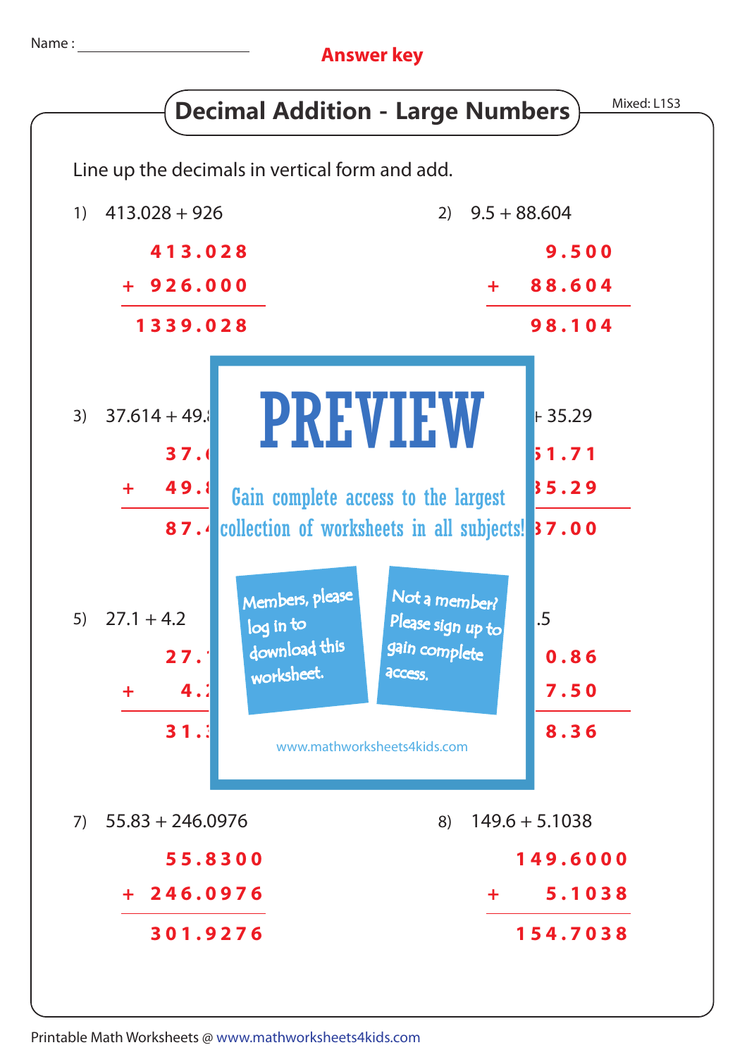Name :

**Answer key**

# Decimal Addition - Large Numbers

Mixed: L1S3

Line up the decimals in vertical form and add.

1) 413.028 + 926

```
  413.028
+ 926.000
---------
 1339.028
```

2) 9.5 + 88.604

```
   9.500
+ 88.604
--------
  98.104
```

3) 37.614 + 49.8

```
  37.6
+ 49.8
------
  87.4
```

4) + 35.29

```
  51.71
  35.29
-------
  87.00
```

PREVIEW

Gain complete access to the largest collection of worksheets in all subjects!

Members, please log in to download this worksheet.

Not a member? Please sign up to gain complete access.

www.mathworksheets4kids.com

5) 27.1 + 4.2

```
  27.
+  4.
------
  31.
```

6) .5

```
  0.86
  7.50
------
  8.36
```

7) 55.83 + 246.0976

```
   55.8300
+ 246.0976
----------
  301.9276
```

8) 149.6 + 5.1038

```
  149.6000
+   5.1038
----------
  154.7038
```